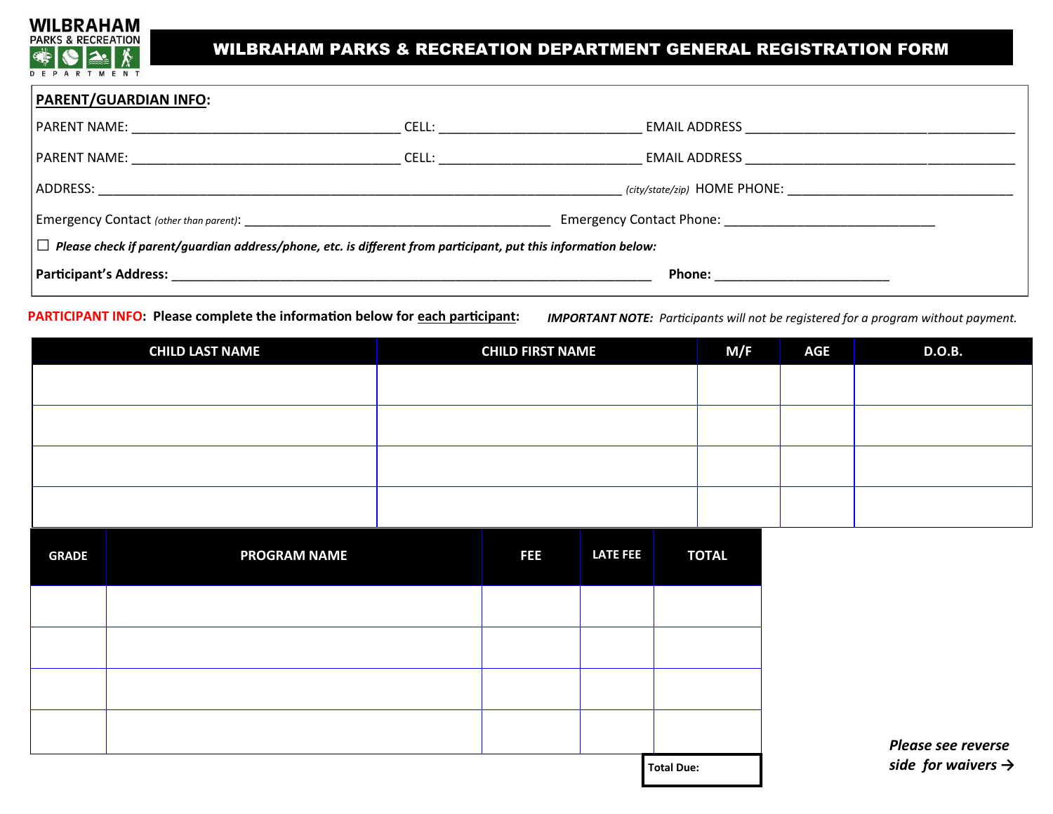WILBRAHAM PARKS & RECREATION DEPARTMENT

# WILBRAHAM PARKS & RECREATION DEPARTMENT GENERAL REGISTRATION FORM

**PARENT/GUARDIAN INFO:**

PARENT NAME: ______________________________ CELL: ______________________ EMAIL ADDRESS ______________________________

PARENT NAME: ______________________________ CELL: ______________________ EMAIL ADDRESS ______________________________

ADDRESS: ____________________________________________________________ *(city/state/zip)* HOME PHONE: _________________________

Emergency Contact *(other than parent)*: ___________________________________ Emergency Contact Phone: ________________________

☐ ***Please check if parent/guardian address/phone, etc. is different from participant, put this information below:***

**Participant's Address:** __________________________________________________________ **Phone:** ____________________

**PARTICIPANT INFO: Please complete the information below for each participant:** ***IMPORTANT NOTE:*** *Participants will not be registered for a program without payment.*

| CHILD LAST NAME | CHILD FIRST NAME | M/F | AGE | D.O.B. |
|---|---|---|---|---|
| | | | | |
| | | | | |
| | | | | |
| | | | | |

| GRADE | PROGRAM NAME | FEE | LATE FEE | TOTAL |
|---|---|---|---|---|
| | | | | |
| | | | | |
| | | | | |
| | | | | |
| | | | | Total Due: |

***Please see reverse side for waivers →***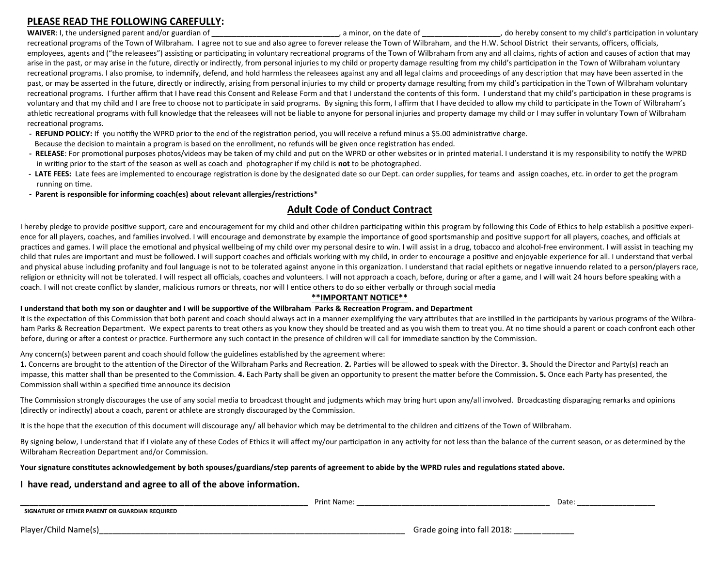## PLEASE READ THE FOLLOWING CAREFULLY:

**WAIVER**: I, the undersigned parent and/or guardian of ______________________________, a minor, on the date of ___________________, do hereby consent to my child's participation in voluntary recreational programs of the Town of Wilbraham. I agree not to sue and also agree to forever release the Town of Wilbraham, and the H.W. School District their servants, officers, officials, employees, agents and ("the releasees") assisting or participating in voluntary recreational programs of the Town of Wilbraham from any and all claims, rights of action and causes of action that may arise in the past, or may arise in the future, directly or indirectly, from personal injuries to my child or property damage resulting from my child's participation in the Town of Wilbraham voluntary recreational programs. I also promise, to indemnify, defend, and hold harmless the releasees against any and all legal claims and proceedings of any description that may have been asserted in the past, or may be asserted in the future, directly or indirectly, arising from personal injuries to my child or property damage resulting from my child's participation in the Town of Wilbraham voluntary recreational programs. I further affirm that I have read this Consent and Release Form and that I understand the contents of this form. I understand that my child's participation in these programs is voluntary and that my child and I are free to choose not to participate in said programs. By signing this form, I affirm that I have decided to allow my child to participate in the Town of Wilbraham's athletic recreational programs with full knowledge that the releasees will not be liable to anyone for personal injuries and property damage my child or I may suffer in voluntary Town of Wilbraham recreational programs.

- **REFUND POLICY:** If you notifiy the WPRD prior to the end of the registration period, you will receive a refund minus a $5.00 administrative charge. Because the decision to maintain a program is based on the enrollment, no refunds will be given once registration has ended.
- **RELEASE**: For promotional purposes photos/videos may be taken of my child and put on the WPRD or other websites or in printed material. I understand it is my responsibility to notify the WPRD in writing prior to the start of the season as well as coach and photographer if my child is **not** to be photographed.
- **LATE FEES:** Late fees are implemented to encourage registration is done by the designated date so our Dept. can order supplies, for teams and assign coaches, etc. in order to get the program running on time.
- **Parent is responsible for informing coach(es) about relevant allergies/restrictions***

## Adult Code of Conduct Contract

I hereby pledge to provide positive support, care and encouragement for my child and other children participating within this program by following this Code of Ethics to help establish a positive experience for all players, coaches, and families involved. I will encourage and demonstrate by example the importance of good sportsmanship and positive support for all players, coaches, and officials at practices and games. I will place the emotional and physical wellbeing of my child over my personal desire to win. I will assist in a drug, tobacco and alcohol-free environment. I will assist in teaching my child that rules are important and must be followed. I will support coaches and officials working with my child, in order to encourage a positive and enjoyable experience for all. I understand that verbal and physical abuse including profanity and foul language is not to be tolerated against anyone in this organization. I understand that racial epithets or negative innuendo related to a person/players race, religion or ethnicity will not be tolerated. I will respect all officials, coaches and volunteers. I will not approach a coach, before, during or after a game, and I will wait 24 hours before speaking with a coach. I will not create conflict by slander, malicious rumors or threats, nor will I entice others to do so either verbally or through social media

**\*\*IMPORTANT NOTICE\*\***

**I understand that both my son or daughter and I will be supportive of the Wilbraham Parks & Recreation Program. and Department**

It is the expectation of this Commission that both parent and coach should always act in a manner exemplifying the vary attributes that are instilled in the participants by various programs of the Wilbraham Parks & Recreation Department. We expect parents to treat others as you know they should be treated and as you wish them to treat you. At no time should a parent or coach confront each other before, during or after a contest or practice. Furthermore any such contact in the presence of children will call for immediate sanction by the Commission.

Any concern(s) between parent and coach should follow the guidelines established by the agreement where:
**1.** Concerns are brought to the attention of the Director of the Wilbraham Parks and Recreation. **2.** Parties will be allowed to speak with the Director. **3.** Should the Director and Party(s) reach an impasse, this matter shall than be presented to the Commission. **4.** Each Party shall be given an opportunity to present the matter before the Commission**. 5.** Once each Party has presented, the Commission shall within a specified time announce its decision

The Commission strongly discourages the use of any social media to broadcast thought and judgments which may bring hurt upon any/all involved. Broadcasting disparaging remarks and opinions (directly or indirectly) about a coach, parent or athlete are strongly discouraged by the Commission.

It is the hope that the execution of this document will discourage any/ all behavior which may be detrimental to the children and citizens of the Town of Wilbraham.

By signing below, I understand that if I violate any of these Codes of Ethics it will affect my/our participation in any activity for not less than the balance of the current season, or as determined by the Wilbraham Recreation Department and/or Commission.

**Your signature constitutes acknowledgement by both spouses/guardians/step parents of agreement to abide by the WPRD rules and regulations stated above.**

### I have read, understand and agree to all of the above information.

_______________________________________________ Print Name: ______________________________________ Date: _______________
**SIGNATURE OF EITHER PARENT OR GUARDIAN REQUIRED**

Player/Child Name(s)_______________________________________________________ Grade going into fall 2018: _____________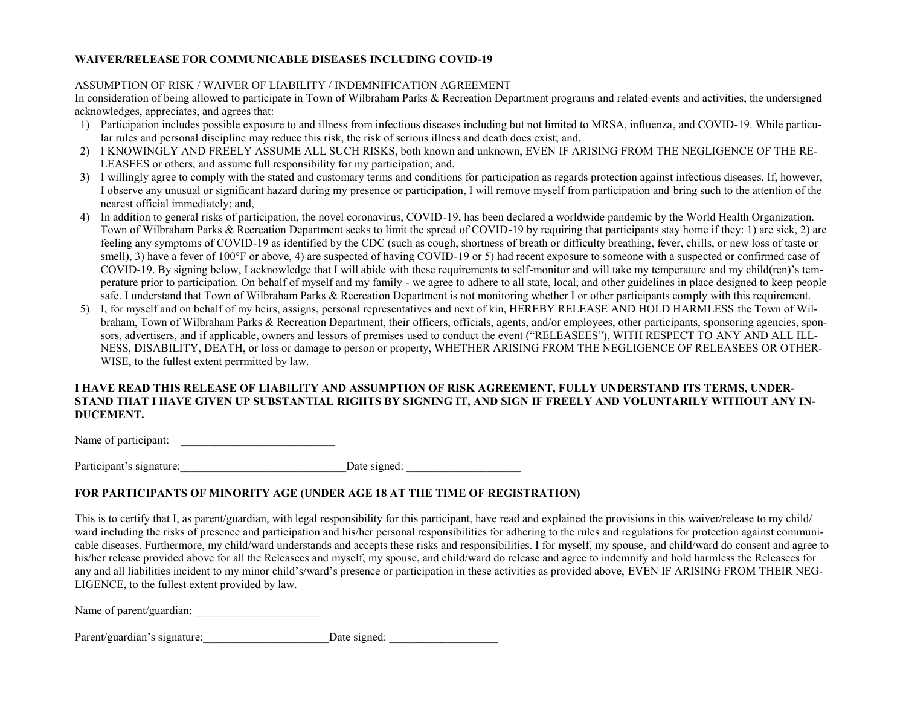**WAIVER/RELEASE FOR COMMUNICABLE DISEASES INCLUDING COVID-19**

ASSUMPTION OF RISK / WAIVER OF LIABILITY / INDEMNIFICATION AGREEMENT

In consideration of being allowed to participate in Town of Wilbraham Parks & Recreation Department programs and related events and activities, the undersigned acknowledges, appreciates, and agrees that:

1) Participation includes possible exposure to and illness from infectious diseases including but not limited to MRSA, influenza, and COVID-19. While particular rules and personal discipline may reduce this risk, the risk of serious illness and death does exist; and,
2) I KNOWINGLY AND FREELY ASSUME ALL SUCH RISKS, both known and unknown, EVEN IF ARISING FROM THE NEGLIGENCE OF THE RELEASEES or others, and assume full responsibility for my participation; and,
3) I willingly agree to comply with the stated and customary terms and conditions for participation as regards protection against infectious diseases. If, however, I observe any unusual or significant hazard during my presence or participation, I will remove myself from participation and bring such to the attention of the nearest official immediately; and,
4) In addition to general risks of participation, the novel coronavirus, COVID-19, has been declared a worldwide pandemic by the World Health Organization. Town of Wilbraham Parks & Recreation Department seeks to limit the spread of COVID-19 by requiring that participants stay home if they: 1) are sick, 2) are feeling any symptoms of COVID-19 as identified by the CDC (such as cough, shortness of breath or difficulty breathing, fever, chills, or new loss of taste or smell), 3) have a fever of 100°F or above, 4) are suspected of having COVID-19 or 5) had recent exposure to someone with a suspected or confirmed case of COVID-19. By signing below, I acknowledge that I will abide with these requirements to self-monitor and will take my temperature and my child(ren)'s temperature prior to participation. On behalf of myself and my family - we agree to adhere to all state, local, and other guidelines in place designed to keep people safe. I understand that Town of Wilbraham Parks & Recreation Department is not monitoring whether I or other participants comply with this requirement.
5) I, for myself and on behalf of my heirs, assigns, personal representatives and next of kin, HEREBY RELEASE AND HOLD HARMLESS the Town of Wilbraham, Town of Wilbraham Parks & Recreation Department, their officers, officials, agents, and/or employees, other participants, sponsoring agencies, sponsors, advertisers, and if applicable, owners and lessors of premises used to conduct the event ("RELEASEES"), WITH RESPECT TO ANY AND ALL ILLNESS, DISABILITY, DEATH, or loss or damage to person or property, WHETHER ARISING FROM THE NEGLIGENCE OF RELEASEES OR OTHERWISE, to the fullest extent perrmitted by law.

**I HAVE READ THIS RELEASE OF LIABILITY AND ASSUMPTION OF RISK AGREEMENT, FULLY UNDERSTAND ITS TERMS, UNDERSTAND THAT I HAVE GIVEN UP SUBSTANTIAL RIGHTS BY SIGNING IT, AND SIGN IF FREELY AND VOLUNTARILY WITHOUT ANY INDUCEMENT.**

Name of participant: ___________________________

Participant's signature:_____________________________Date signed: ____________________

**FOR PARTICIPANTS OF MINORITY AGE (UNDER AGE 18 AT THE TIME OF REGISTRATION)**

This is to certify that I, as parent/guardian, with legal responsibility for this participant, have read and explained the provisions in this waiver/release to my child/ward including the risks of presence and participation and his/her personal responsibilities for adhering to the rules and regulations for protection against communicable diseases. Furthermore, my child/ward understands and accepts these risks and responsibilities. I for myself, my spouse, and child/ward do consent and agree to his/her release provided above for all the Releasees and myself, my spouse, and child/ward do release and agree to indemnify and hold harmless the Releasees for any and all liabilities incident to my minor child's/ward's presence or participation in these activities as provided above, EVEN IF ARISING FROM THEIR NEGLIGENCE, to the fullest extent provided by law.

Name of parent/guardian: ______________________

Parent/guardian's signature:______________________Date signed: ___________________